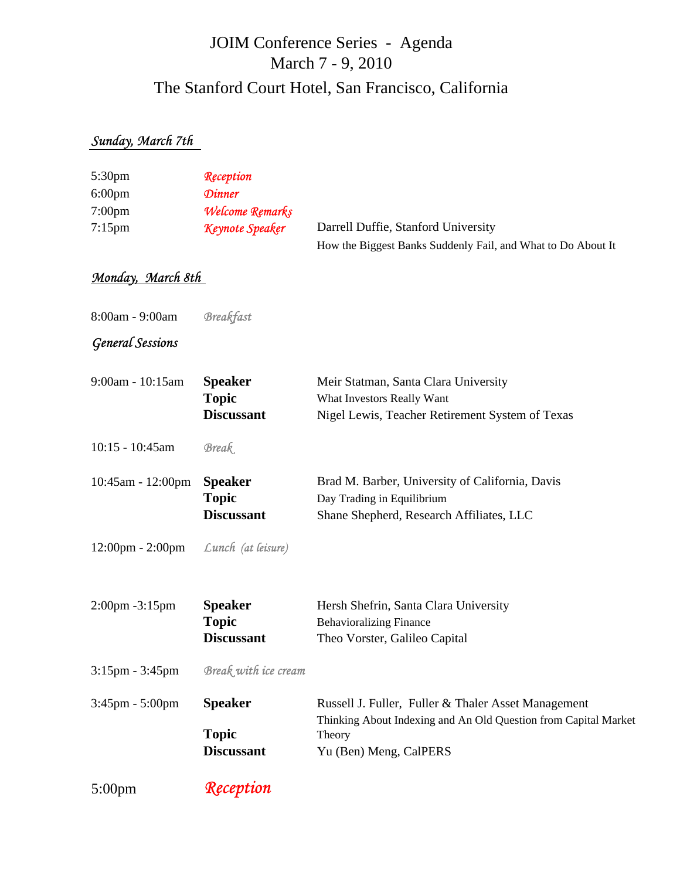# JOIM Conference Series - Agenda

March 7 - 9, 2010

The Stanford Court Hotel, San Francisco, California

## *Sunday, March 7th*

| | | |
|---|---|---|
| 5:30pm | *Reception* | |
| 6:00pm | *Dinner* | |
| 7:00pm | *Welcome Remarks* | |
| 7:15pm | *Keynote Speaker* | Darrell Duffie, Stanford University<br>How the Biggest Banks Suddenly Fail, and What to Do About It |

## *Monday, March 8th*

8:00am - 9:00am *Breakfast*

### *General Sessions*

| | | |
|---|---|---|
| 9:00am - 10:15am | **Speaker** | Meir Statman, Santa Clara University |
| | **Topic** | What Investors Really Want |
| | **Discussant** | Nigel Lewis, Teacher Retirement System of Texas |
| 10:15 - 10:45am | *Break* | |
| 10:45am - 12:00pm | **Speaker** | Brad M. Barber, University of California, Davis |
| | **Topic** | Day Trading in Equilibrium |
| | **Discussant** | Shane Shepherd, Research Affiliates, LLC |
| 12:00pm - 2:00pm | *Lunch (at leisure)* | |
| 2:00pm -3:15pm | **Speaker** | Hersh Shefrin, Santa Clara University |
| | **Topic** | Behavioralizing Finance |
| | **Discussant** | Theo Vorster, Galileo Capital |
| 3:15pm - 3:45pm | *Break with ice cream* | |
| 3:45pm - 5:00pm | **Speaker** | Russell J. Fuller, Fuller & Thaler Asset Management |
| | **Topic** | Thinking About Indexing and An Old Question from Capital Market Theory |
| | **Discussant** | Yu (Ben) Meng, CalPERS |
| 5:00pm | *Reception* | |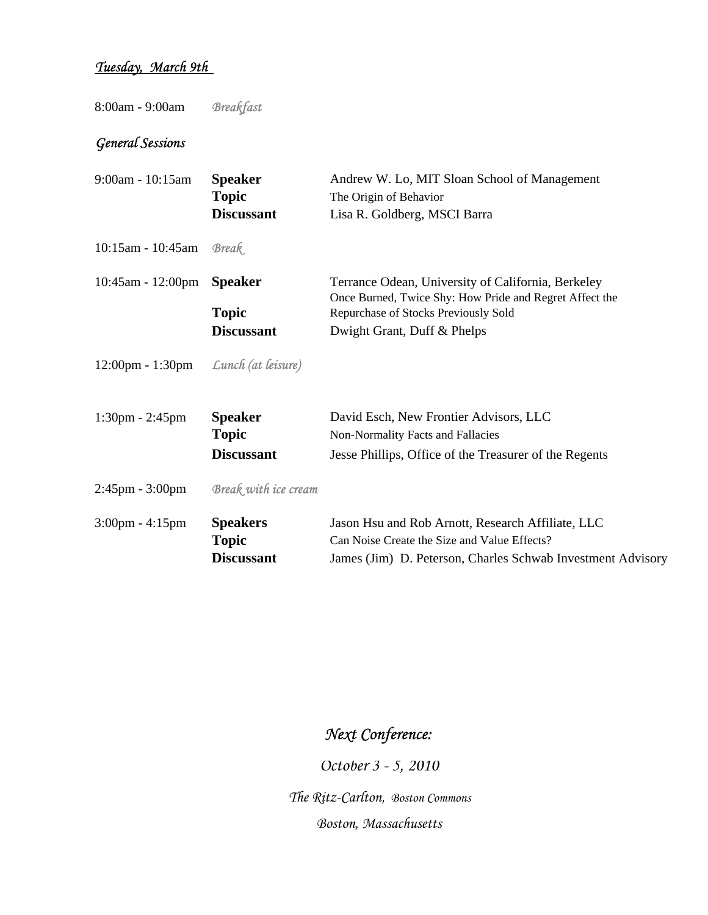## *Tuesday, March 9th*

8:00am - 9:00am *Breakfast*

### *General Sessions*

| | | |
|---|---|---|
| 9:00am - 10:15am | **Speaker** | Andrew W. Lo, MIT Sloan School of Management |
| | **Topic** | The Origin of Behavior |
| | **Discussant** | Lisa R. Goldberg, MSCI Barra |
| 10:15am - 10:45am | *Break* | |
| 10:45am - 12:00pm | **Speaker** | Terrance Odean, University of California, Berkeley |
| | **Topic** | Once Burned, Twice Shy: How Pride and Regret Affect the Repurchase of Stocks Previously Sold |
| | **Discussant** | Dwight Grant, Duff & Phelps |
| 12:00pm - 1:30pm | *Lunch (at leisure)* | |
| 1:30pm - 2:45pm | **Speaker** | David Esch, New Frontier Advisors, LLC |
| | **Topic** | Non-Normality Facts and Fallacies |
| | **Discussant** | Jesse Phillips, Office of the Treasurer of the Regents |
| 2:45pm - 3:00pm | *Break with ice cream* | |
| 3:00pm - 4:15pm | **Speakers** | Jason Hsu and Rob Arnott, Research Affiliate, LLC |
| | **Topic** | Can Noise Create the Size and Value Effects? |
| | **Discussant** | James (Jim) D. Peterson, Charles Schwab Investment Advisory |

*Next Conference:*

*October 3 - 5, 2010*

*The Ritz-Carlton, Boston Commons*

*Boston, Massachusetts*